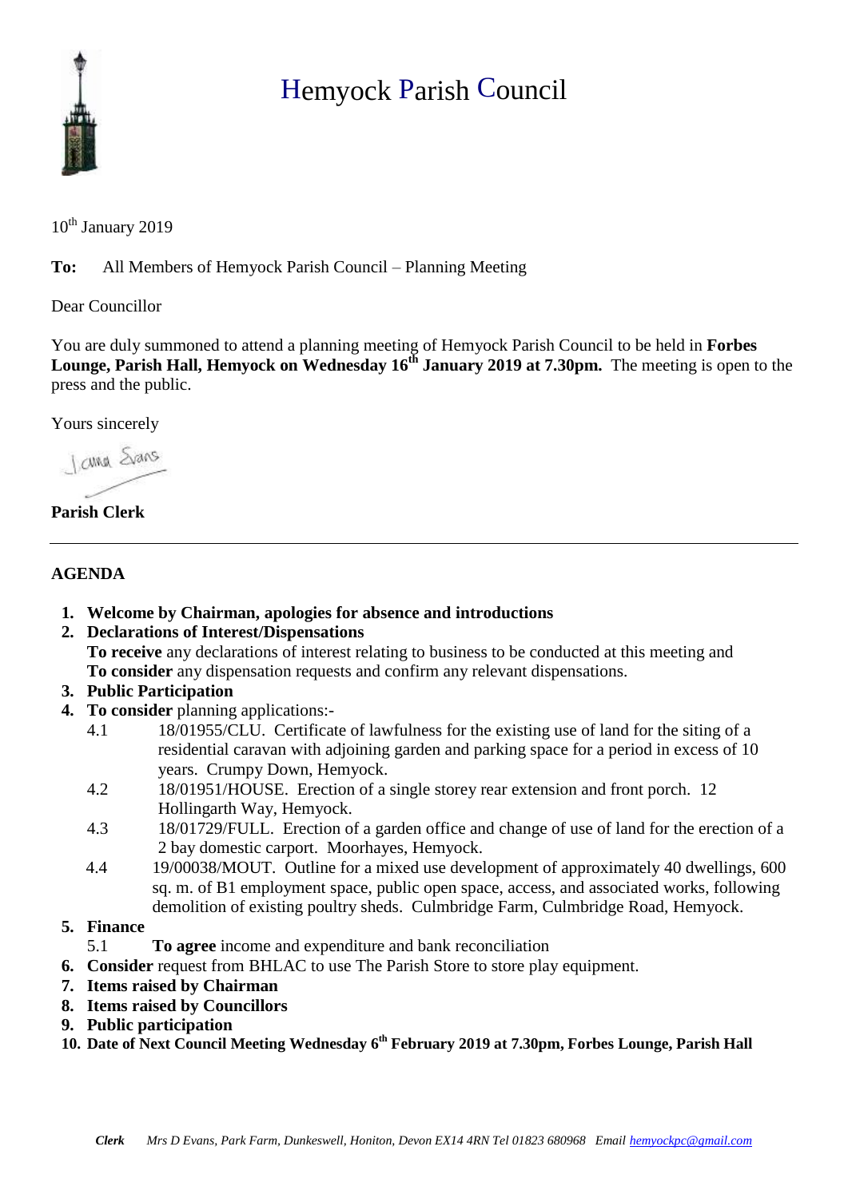# Hemyock Parish Council

10th January 2019

**To:** All Members of Hemyock Parish Council – Planning Meeting

Dear Councillor

You are duly summoned to attend a planning meeting of Hemyock Parish Council to be held in **Forbes Lounge, Parish Hall, Hemyock on Wednesday 16th January 2019 at 7.30pm.** The meeting is open to the press and the public.

Yours sincerely

Jama Evans

**Parish Clerk**

---

## AGENDA

1. **Welcome by Chairman, apologies for absence and introductions**
2. **Declarations of Interest/Dispensations**
   **To receive** any declarations of interest relating to business to be conducted at this meeting and **To consider** any dispensation requests and confirm any relevant dispensations.
3. **Public Participation**
4. **To consider** planning applications:-
   - 4.1 18/01955/CLU. Certificate of lawfulness for the existing use of land for the siting of a residential caravan with adjoining garden and parking space for a period in excess of 10 years. Crumpy Down, Hemyock.
   - 4.2 18/01951/HOUSE. Erection of a single storey rear extension and front porch. 12 Hollingarth Way, Hemyock.
   - 4.3 18/01729/FULL. Erection of a garden office and change of use of land for the erection of a 2 bay domestic carport. Moorhayes, Hemyock.
   - 4.4 19/00038/MOUT. Outline for a mixed use development of approximately 40 dwellings, 600 sq. m. of B1 employment space, public open space, access, and associated works, following demolition of existing poultry sheds. Culmbridge Farm, Culmbridge Road, Hemyock.
5. **Finance**
   - 5.1 **To agree** income and expenditure and bank reconciliation
6. **Consider** request from BHLAC to use The Parish Store to store play equipment.
7. **Items raised by Chairman**
8. **Items raised by Councillors**
9. **Public participation**
10. **Date of Next Council Meeting Wednesday 6th February 2019 at 7.30pm, Forbes Lounge, Parish Hall**

***Clerk*** *Mrs D Evans, Park Farm, Dunkeswell, Honiton, Devon EX14 4RN Tel 01823 680968 Email hemyockpc@gmail.com*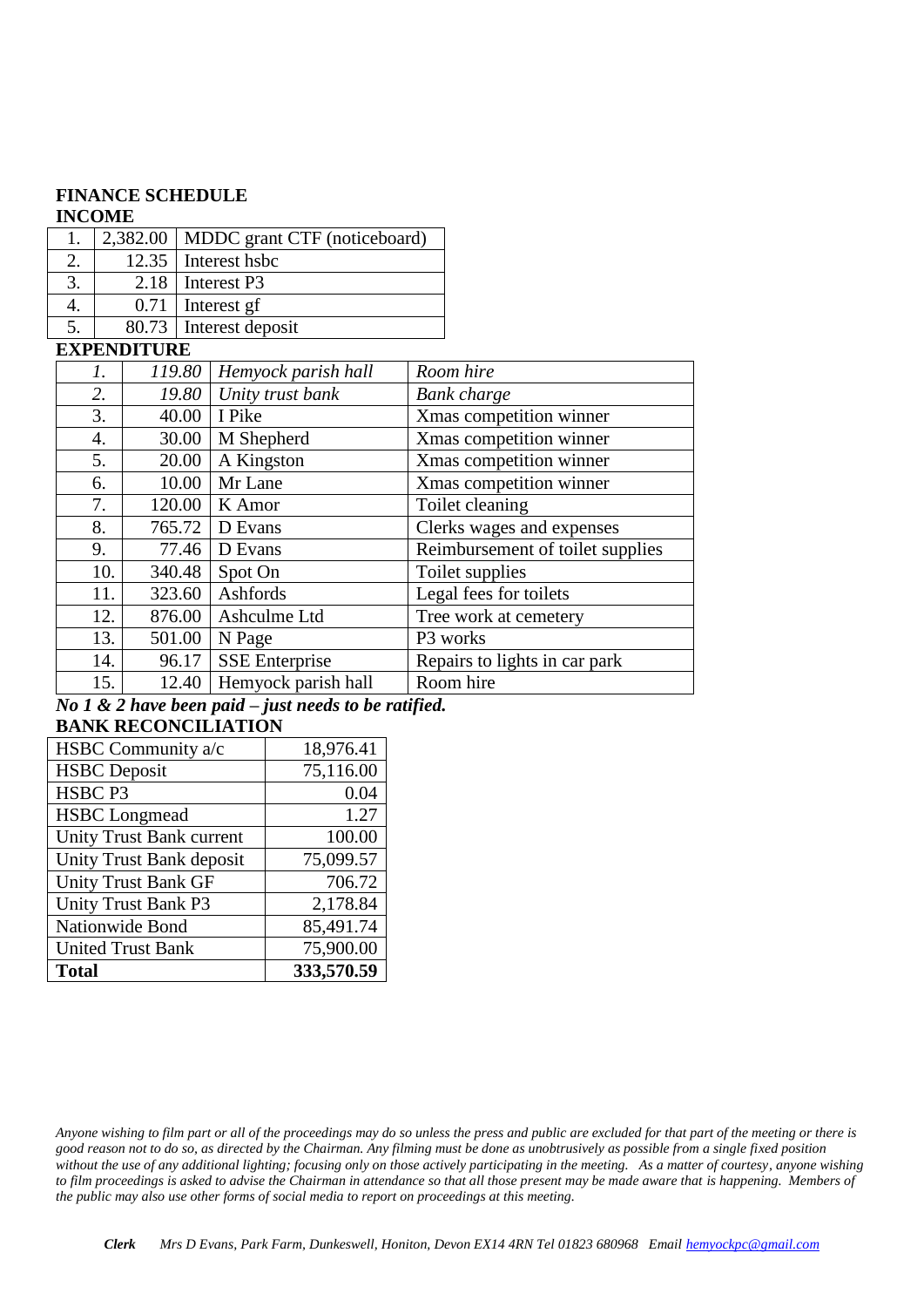**FINANCE SCHEDULE**

**INCOME**

| | | |
|---|---|---|
| 1. | 2,382.00 | MDDC grant CTF (noticeboard) |
| 2. | 12.35 | Interest hsbc |
| 3. | 2.18 | Interest P3 |
| 4. | 0.71 | Interest gf |
| 5. | 80.73 | Interest deposit |

**EXPENDITURE**

| | | | |
|---|---|---|---|
| *1.* | *119.80* | *Hemyock parish hall* | *Room hire* |
| *2.* | *19.80* | *Unity trust bank* | *Bank charge* |
| 3. | 40.00 | I Pike | Xmas competition winner |
| 4. | 30.00 | M Shepherd | Xmas competition winner |
| 5. | 20.00 | A Kingston | Xmas competition winner |
| 6. | 10.00 | Mr Lane | Xmas competition winner |
| 7. | 120.00 | K Amor | Toilet cleaning |
| 8. | 765.72 | D Evans | Clerks wages and expenses |
| 9. | 77.46 | D Evans | Reimbursement of toilet supplies |
| 10. | 340.48 | Spot On | Toilet supplies |
| 11. | 323.60 | Ashfords | Legal fees for toilets |
| 12. | 876.00 | Ashculme Ltd | Tree work at cemetery |
| 13. | 501.00 | N Page | P3 works |
| 14. | 96.17 | SSE Enterprise | Repairs to lights in car park |
| 15. | 12.40 | Hemyock parish hall | Room hire |

***No 1 & 2 have been paid – just needs to be ratified.***

**BANK RECONCILIATION**

| | |
|---|---|
| HSBC Community a/c | 18,976.41 |
| HSBC Deposit | 75,116.00 |
| HSBC P3 | 0.04 |
| HSBC Longmead | 1.27 |
| Unity Trust Bank current | 100.00 |
| Unity Trust Bank deposit | 75,099.57 |
| Unity Trust Bank GF | 706.72 |
| Unity Trust Bank P3 | 2,178.84 |
| Nationwide Bond | 85,491.74 |
| United Trust Bank | 75,900.00 |
| **Total** | **333,570.59** |

*Anyone wishing to film part or all of the proceedings may do so unless the press and public are excluded for that part of the meeting or there is good reason not to do so, as directed by the Chairman. Any filming must be done as unobtrusively as possible from a single fixed position without the use of any additional lighting; focusing only on those actively participating in the meeting. As a matter of courtesy, anyone wishing to film proceedings is asked to advise the Chairman in attendance so that all those present may be made aware that is happening. Members of the public may also use other forms of social media to report on proceedings at this meeting.*

***Clerk*** *Mrs D Evans, Park Farm, Dunkeswell, Honiton, Devon EX14 4RN Tel 01823 680968 Email hemyockpc@gmail.com*